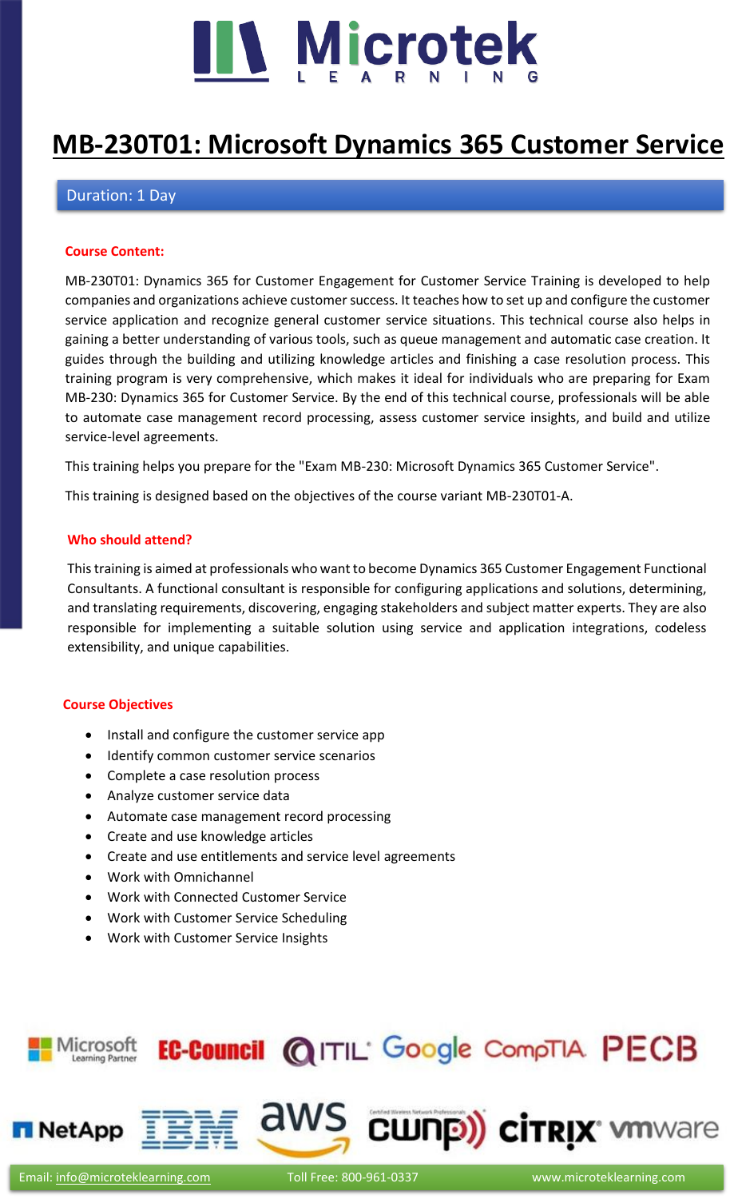# MB-230T01: Microsoft Dynamics 365 Customer Service

Duration: 1 Day

**Course Content:**

MB-230T01: Dynamics 365 for Customer Engagement for Customer Service Training is developed to help companies and organizations achieve customer success. It teaches how to set up and configure the customer service application and recognize general customer service situations. This technical course also helps in gaining a better understanding of various tools, such as queue management and automatic case creation. It guides through the building and utilizing knowledge articles and finishing a case resolution process. This training program is very comprehensive, which makes it ideal for individuals who are preparing for Exam MB-230: Dynamics 365 for Customer Service. By the end of this technical course, professionals will be able to automate case management record processing, assess customer service insights, and build and utilize service-level agreements.

This training helps you prepare for the "Exam MB-230: Microsoft Dynamics 365 Customer Service".

This training is designed based on the objectives of the course variant MB-230T01-A.

**Who should attend?**

This training is aimed at professionals who want to become Dynamics 365 Customer Engagement Functional Consultants. A functional consultant is responsible for configuring applications and solutions, determining, and translating requirements, discovering, engaging stakeholders and subject matter experts. They are also responsible for implementing a suitable solution using service and application integrations, codeless extensibility, and unique capabilities.

**Course Objectives**

- Install and configure the customer service app
- Identify common customer service scenarios
- Complete a case resolution process
- Analyze customer service data
- Automate case management record processing
- Create and use knowledge articles
- Create and use entitlements and service level agreements
- Work with Omnichannel
- Work with Connected Customer Service
- Work with Customer Service Scheduling
- Work with Customer Service Insights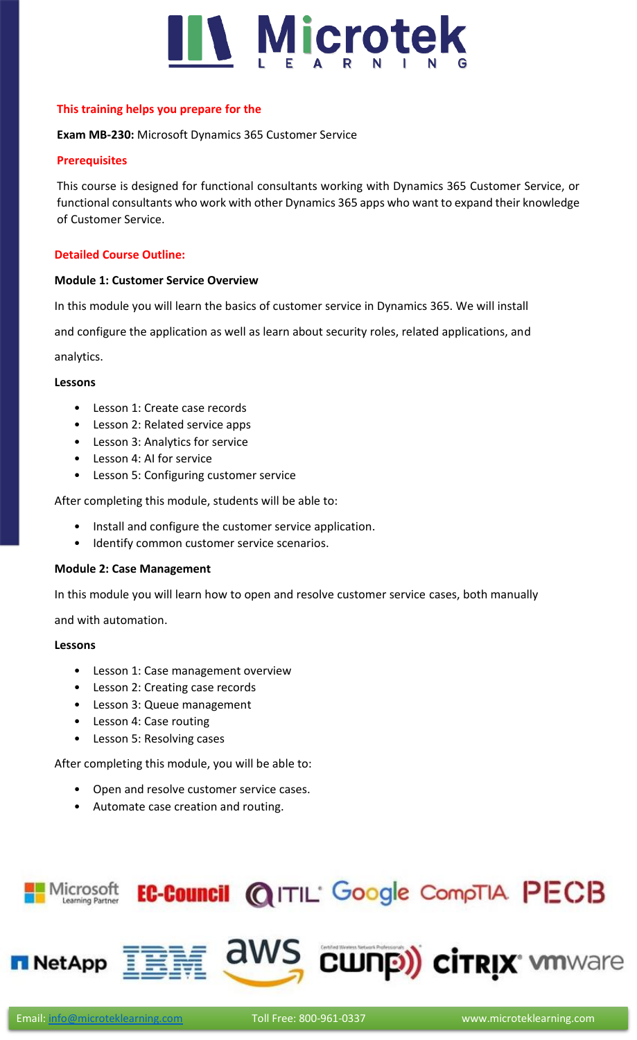**This training helps you prepare for the**

**Exam MB-230:** Microsoft Dynamics 365 Customer Service

**Prerequisites**

This course is designed for functional consultants working with Dynamics 365 Customer Service, or functional consultants who work with other Dynamics 365 apps who want to expand their knowledge of Customer Service.

**Detailed Course Outline:**

**Module 1: Customer Service Overview**

In this module you will learn the basics of customer service in Dynamics 365. We will install and configure the application as well as learn about security roles, related applications, and analytics.

**Lessons**

- Lesson 1: Create case records
- Lesson 2: Related service apps
- Lesson 3: Analytics for service
- Lesson 4: AI for service
- Lesson 5: Configuring customer service

After completing this module, students will be able to:

- Install and configure the customer service application.
- Identify common customer service scenarios.

**Module 2: Case Management**

In this module you will learn how to open and resolve customer service cases, both manually and with automation.

**Lessons**

- Lesson 1: Case management overview
- Lesson 2: Creating case records
- Lesson 3: Queue management
- Lesson 4: Case routing
- Lesson 5: Resolving cases

After completing this module, you will be able to:

- Open and resolve customer service cases.
- Automate case creation and routing.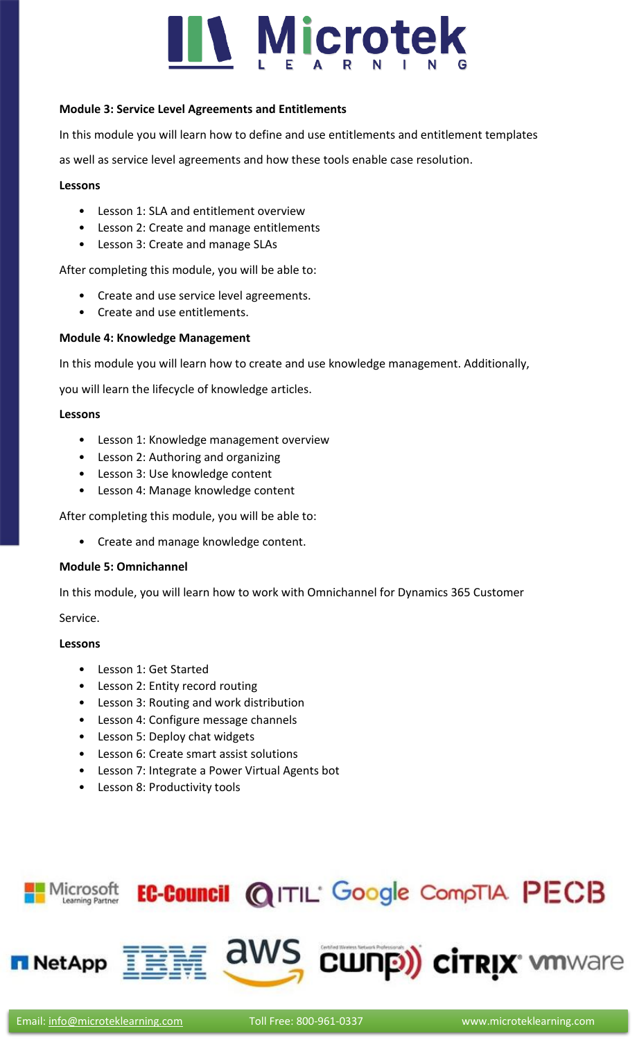**Module 3: Service Level Agreements and Entitlements**

In this module you will learn how to define and use entitlements and entitlement templates as well as service level agreements and how these tools enable case resolution.

**Lessons**

- Lesson 1: SLA and entitlement overview
- Lesson 2: Create and manage entitlements
- Lesson 3: Create and manage SLAs

After completing this module, you will be able to:

- Create and use service level agreements.
- Create and use entitlements.

**Module 4: Knowledge Management**

In this module you will learn how to create and use knowledge management. Additionally, you will learn the lifecycle of knowledge articles.

**Lessons**

- Lesson 1: Knowledge management overview
- Lesson 2: Authoring and organizing
- Lesson 3: Use knowledge content
- Lesson 4: Manage knowledge content

After completing this module, you will be able to:

- Create and manage knowledge content.

**Module 5: Omnichannel**

In this module, you will learn how to work with Omnichannel for Dynamics 365 Customer Service.

**Lessons**

- Lesson 1: Get Started
- Lesson 2: Entity record routing
- Lesson 3: Routing and work distribution
- Lesson 4: Configure message channels
- Lesson 5: Deploy chat widgets
- Lesson 6: Create smart assist solutions
- Lesson 7: Integrate a Power Virtual Agents bot
- Lesson 8: Productivity tools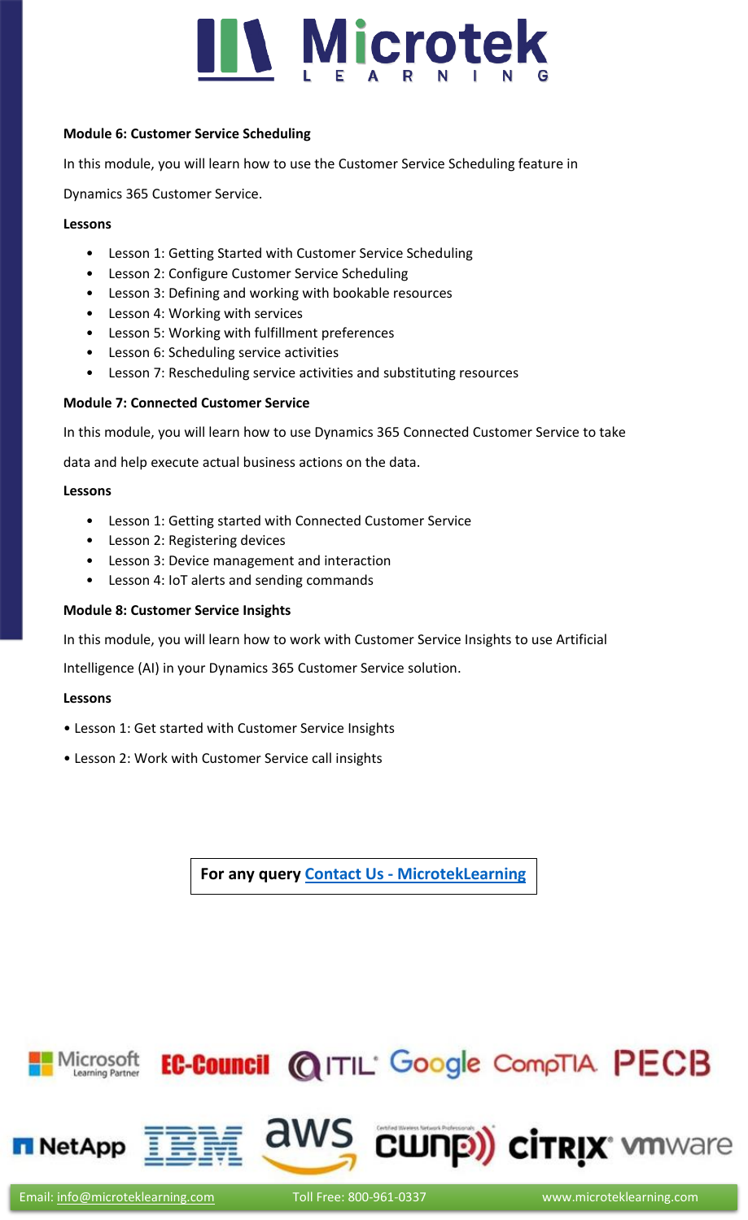**Module 6: Customer Service Scheduling**

In this module, you will learn how to use the Customer Service Scheduling feature in

Dynamics 365 Customer Service.

**Lessons**

- Lesson 1: Getting Started with Customer Service Scheduling
- Lesson 2: Configure Customer Service Scheduling
- Lesson 3: Defining and working with bookable resources
- Lesson 4: Working with services
- Lesson 5: Working with fulfillment preferences
- Lesson 6: Scheduling service activities
- Lesson 7: Rescheduling service activities and substituting resources

**Module 7: Connected Customer Service**

In this module, you will learn how to use Dynamics 365 Connected Customer Service to take

data and help execute actual business actions on the data.

**Lessons**

- Lesson 1: Getting started with Connected Customer Service
- Lesson 2: Registering devices
- Lesson 3: Device management and interaction
- Lesson 4: IoT alerts and sending commands

**Module 8: Customer Service Insights**

In this module, you will learn how to work with Customer Service Insights to use Artificial

Intelligence (AI) in your Dynamics 365 Customer Service solution.

**Lessons**

- Lesson 1: Get started with Customer Service Insights
- Lesson 2: Work with Customer Service call insights

**For any query** [Contact Us - MicrotekLearning]()